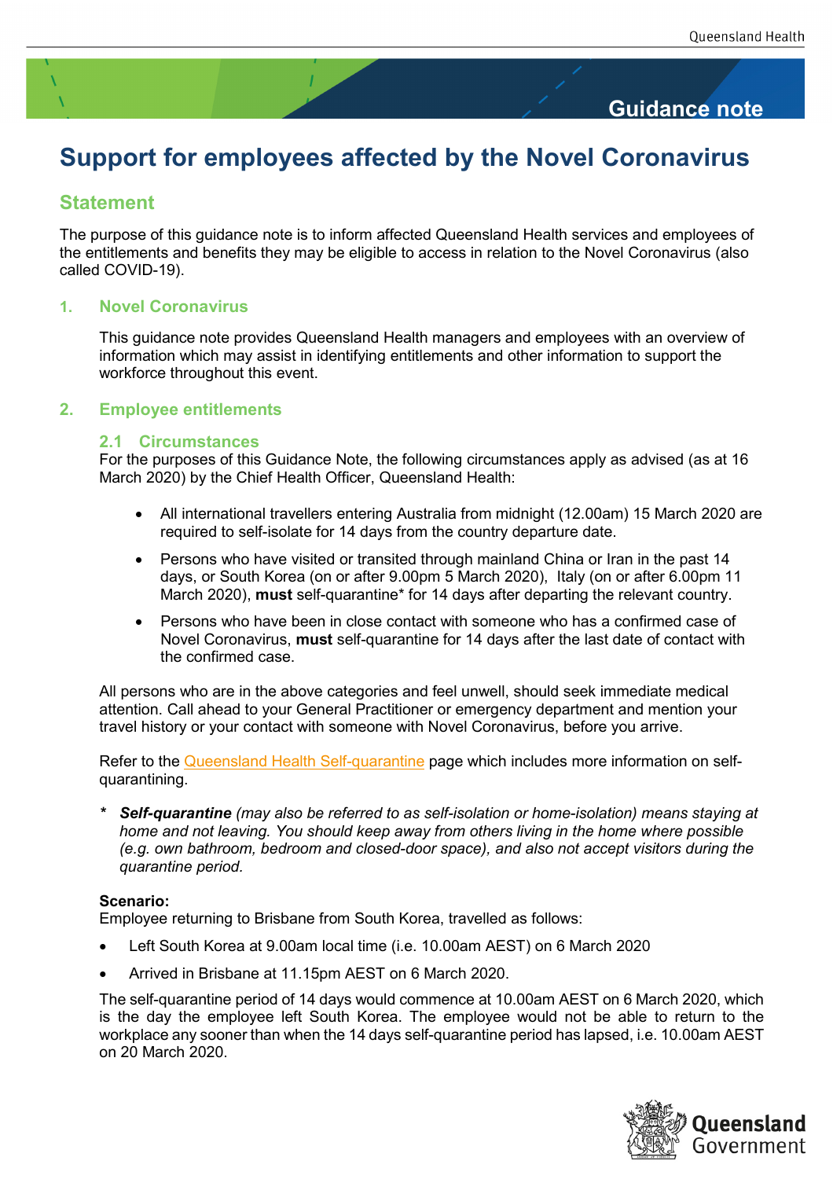Guidance note

# Support for employees affected by the Novel Coronavirus

## Statement

The purpose of this guidance note is to inform affected Queensland Health services and employees of the entitlements and benefits they may be eligible to access in relation to the Novel Coronavirus (also called COVID-19).

## 1. Novel Coronavirus

This guidance note provides Queensland Health managers and employees with an overview of information which may assist in identifying entitlements and other information to support the workforce throughout this event.

## 2. Employee entitlements

### 2.1 Circumstances

For the purposes of this Guidance Note, the following circumstances apply as advised (as at 16 March 2020) by the Chief Health Officer, Queensland Health:

- All international travellers entering Australia from midnight (12.00am) 15 March 2020 are required to self-isolate for 14 days from the country departure date.
- Persons who have visited or transited through mainland China or Iran in the past 14 days, or South Korea (on or after 9.00pm 5 March 2020), Italy (on or after 6.00pm 11 March 2020), **must** self-quarantine* for 14 days after departing the relevant country.
- Persons who have been in close contact with someone who has a confirmed case of Novel Coronavirus, **must** self-quarantine for 14 days after the last date of contact with the confirmed case.

All persons who are in the above categories and feel unwell, should seek immediate medical attention. Call ahead to your General Practitioner or emergency department and mention your travel history or your contact with someone with Novel Coronavirus, before you arrive.

Refer to the Queensland Health Self-quarantine page which includes more information on self-quarantining.

\* ***Self-quarantine*** *(may also be referred to as self-isolation or home-isolation) means staying at home and not leaving. You should keep away from others living in the home where possible (e.g. own bathroom, bedroom and closed-door space), and also not accept visitors during the quarantine period.*

**Scenario:**
Employee returning to Brisbane from South Korea, travelled as follows:

- Left South Korea at 9.00am local time (i.e. 10.00am AEST) on 6 March 2020
- Arrived in Brisbane at 11.15pm AEST on 6 March 2020.

The self-quarantine period of 14 days would commence at 10.00am AEST on 6 March 2020, which is the day the employee left South Korea. The employee would not be able to return to the workplace any sooner than when the 14 days self-quarantine period has lapsed, i.e. 10.00am AEST on 20 March 2020.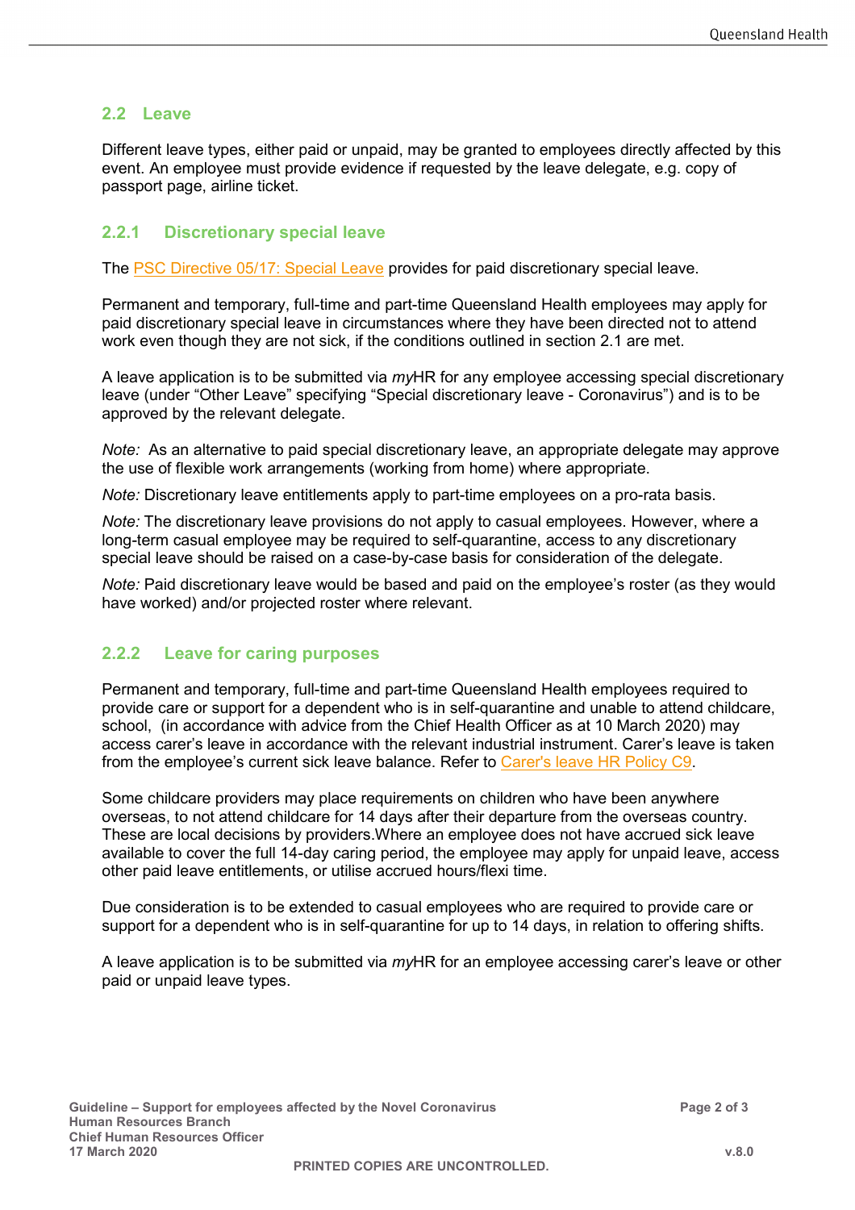## 2.2 Leave

Different leave types, either paid or unpaid, may be granted to employees directly affected by this event. An employee must provide evidence if requested by the leave delegate, e.g. copy of passport page, airline ticket.

### 2.2.1 Discretionary special leave

The [PSC Directive 05/17: Special Leave] provides for paid discretionary special leave.

Permanent and temporary, full-time and part-time Queensland Health employees may apply for paid discretionary special leave in circumstances where they have been directed not to attend work even though they are not sick, if the conditions outlined in section 2.1 are met.

A leave application is to be submitted via *my*HR for any employee accessing special discretionary leave (under "Other Leave" specifying "Special discretionary leave - Coronavirus") and is to be approved by the relevant delegate.

*Note:* As an alternative to paid special discretionary leave, an appropriate delegate may approve the use of flexible work arrangements (working from home) where appropriate.

*Note:* Discretionary leave entitlements apply to part-time employees on a pro-rata basis.

*Note:* The discretionary leave provisions do not apply to casual employees. However, where a long-term casual employee may be required to self-quarantine, access to any discretionary special leave should be raised on a case-by-case basis for consideration of the delegate.

*Note:* Paid discretionary leave would be based and paid on the employee's roster (as they would have worked) and/or projected roster where relevant.

### 2.2.2 Leave for caring purposes

Permanent and temporary, full-time and part-time Queensland Health employees required to provide care or support for a dependent who is in self-quarantine and unable to attend childcare, school, (in accordance with advice from the Chief Health Officer as at 10 March 2020) may access carer's leave in accordance with the relevant industrial instrument. Carer's leave is taken from the employee's current sick leave balance. Refer to [Carer's leave HR Policy C9].

Some childcare providers may place requirements on children who have been anywhere overseas, to not attend childcare for 14 days after their departure from the overseas country. These are local decisions by providers.Where an employee does not have accrued sick leave available to cover the full 14-day caring period, the employee may apply for unpaid leave, access other paid leave entitlements, or utilise accrued hours/flexi time.

Due consideration is to be extended to casual employees who are required to provide care or support for a dependent who is in self-quarantine for up to 14 days, in relation to offering shifts.

A leave application is to be submitted via *my*HR for an employee accessing carer's leave or other paid or unpaid leave types.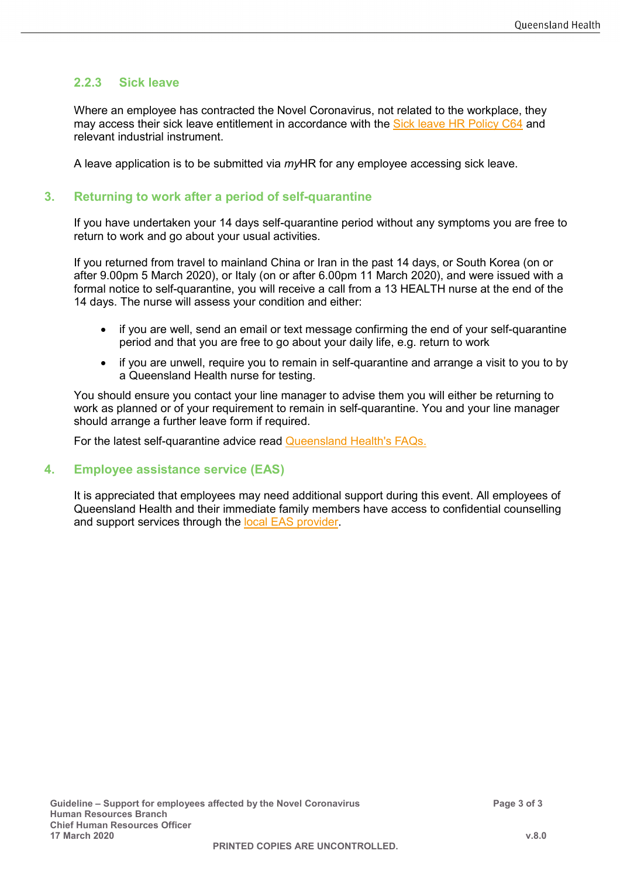### 2.2.3 Sick leave

Where an employee has contracted the Novel Coronavirus, not related to the workplace, they may access their sick leave entitlement in accordance with the Sick leave HR Policy C64 and relevant industrial instrument.

A leave application is to be submitted via *my*HR for any employee accessing sick leave.

## 3. Returning to work after a period of self-quarantine

If you have undertaken your 14 days self-quarantine period without any symptoms you are free to return to work and go about your usual activities.

If you returned from travel to mainland China or Iran in the past 14 days, or South Korea (on or after 9.00pm 5 March 2020), or Italy (on or after 6.00pm 11 March 2020), and were issued with a formal notice to self-quarantine, you will receive a call from a 13 HEALTH nurse at the end of the 14 days. The nurse will assess your condition and either:

- if you are well, send an email or text message confirming the end of your self-quarantine period and that you are free to go about your daily life, e.g. return to work
- if you are unwell, require you to remain in self-quarantine and arrange a visit to you to by a Queensland Health nurse for testing.

You should ensure you contact your line manager to advise them you will either be returning to work as planned or of your requirement to remain in self-quarantine. You and your line manager should arrange a further leave form if required.

For the latest self-quarantine advice read Queensland Health's FAQs.

## 4. Employee assistance service (EAS)

It is appreciated that employees may need additional support during this event. All employees of Queensland Health and their immediate family members have access to confidential counselling and support services through the local EAS provider.